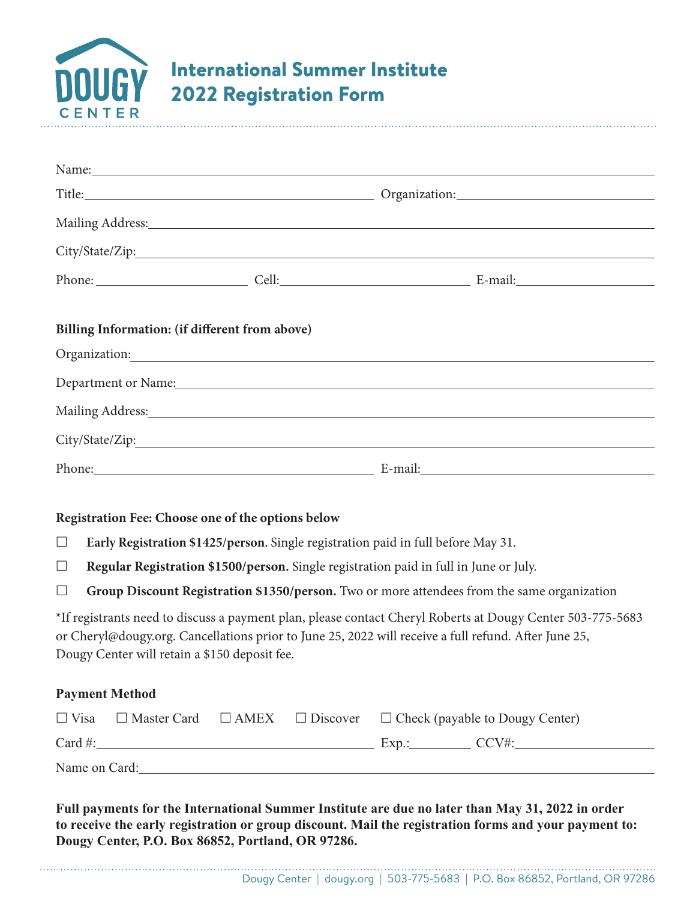DOUGY CENTER

# International Summer Institute 2022 Registration Form

Name: \_\_\_\_\_\_\_\_\_\_\_\_\_\_\_\_\_\_\_\_\_\_\_\_\_\_\_\_\_\_\_\_\_\_\_\_\_\_\_\_

Title: \_\_\_\_\_\_\_\_\_\_\_\_\_\_\_\_\_\_\_\_ Organization: \_\_\_\_\_\_\_\_\_\_\_\_\_\_\_\_\_\_\_\_

Mailing Address: \_\_\_\_\_\_\_\_\_\_\_\_\_\_\_\_\_\_\_\_\_\_\_\_\_\_\_\_\_\_\_\_\_\_\_\_\_\_\_\_

City/State/Zip: \_\_\_\_\_\_\_\_\_\_\_\_\_\_\_\_\_\_\_\_\_\_\_\_\_\_\_\_\_\_\_\_\_\_\_\_\_\_\_\_

Phone: \_\_\_\_\_\_\_\_\_\_\_\_ Cell: \_\_\_\_\_\_\_\_\_\_\_\_ E-mail: \_\_\_\_\_\_\_\_\_\_\_\_

**Billing Information: (if different from above)**

Organization: \_\_\_\_\_\_\_\_\_\_\_\_\_\_\_\_\_\_\_\_\_\_\_\_\_\_\_\_\_\_\_\_\_\_\_\_\_\_\_\_

Department or Name: \_\_\_\_\_\_\_\_\_\_\_\_\_\_\_\_\_\_\_\_\_\_\_\_\_\_\_\_\_\_\_\_\_\_\_\_\_\_\_\_

Mailing Address: \_\_\_\_\_\_\_\_\_\_\_\_\_\_\_\_\_\_\_\_\_\_\_\_\_\_\_\_\_\_\_\_\_\_\_\_\_\_\_\_

City/State/Zip: \_\_\_\_\_\_\_\_\_\_\_\_\_\_\_\_\_\_\_\_\_\_\_\_\_\_\_\_\_\_\_\_\_\_\_\_\_\_\_\_

Phone: \_\_\_\_\_\_\_\_\_\_\_\_\_\_\_\_\_\_\_\_ E-mail: \_\_\_\_\_\_\_\_\_\_\_\_\_\_\_\_\_\_\_\_

**Registration Fee: Choose one of the options below**

☐ **Early Registration $1425/person.** Single registration paid in full before May 31.

☐ **Regular Registration $1500/person.** Single registration paid in full in June or July.

☐ **Group Discount Registration $1350/person.** Two or more attendees from the same organization

*If registrants need to discuss a payment plan, please contact Cheryl Roberts at Dougy Center 503-775-5683 or Cheryl@dougy.org. Cancellations prior to June 25, 2022 will receive a full refund. After June 25, Dougy Center will retain a $150 deposit fee.

**Payment Method**

☐ Visa ☐ Master Card ☐ AMEX ☐ Discover ☐ Check (payable to Dougy Center)

Card #: \_\_\_\_\_\_\_\_\_\_\_\_\_\_\_\_\_\_\_\_ Exp.: \_\_\_\_\_\_ CCV#: \_\_\_\_\_\_\_\_\_\_

Name on Card: \_\_\_\_\_\_\_\_\_\_\_\_\_\_\_\_\_\_\_\_\_\_\_\_\_\_\_\_\_\_\_\_\_\_\_\_\_\_\_\_

**Full payments for the International Summer Institute are due no later than May 31, 2022 in order to receive the early registration or group discount. Mail the registration forms and your payment to: Dougy Center, P.O. Box 86852, Portland, OR 97286.**

Dougy Center | dougy.org | 503-775-5683 | P.O. Box 86852, Portland, OR 97286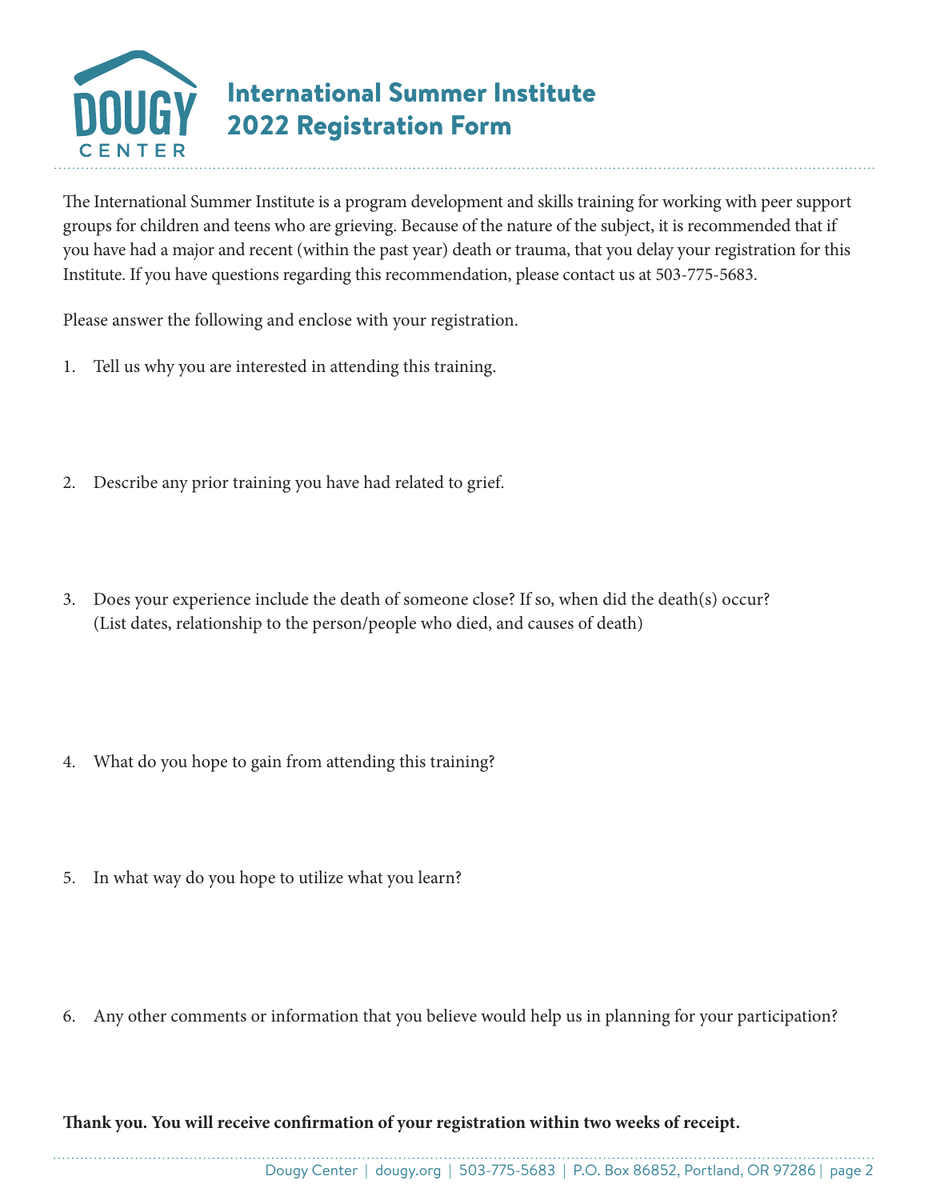# International Summer Institute 2022 Registration Form

The International Summer Institute is a program development and skills training for working with peer support groups for children and teens who are grieving. Because of the nature of the subject, it is recommended that if you have had a major and recent (within the past year) death or trauma, that you delay your registration for this Institute. If you have questions regarding this recommendation, please contact us at 503-775-5683.

Please answer the following and enclose with your registration.

1. Tell us why you are interested in attending this training.

2. Describe any prior training you have had related to grief.

3. Does your experience include the death of someone close? If so, when did the death(s) occur? (List dates, relationship to the person/people who died, and causes of death)

4. What do you hope to gain from attending this training?

5. In what way do you hope to utilize what you learn?

6. Any other comments or information that you believe would help us in planning for your participation?

**Thank you. You will receive confirmation of your registration within two weeks of receipt.**